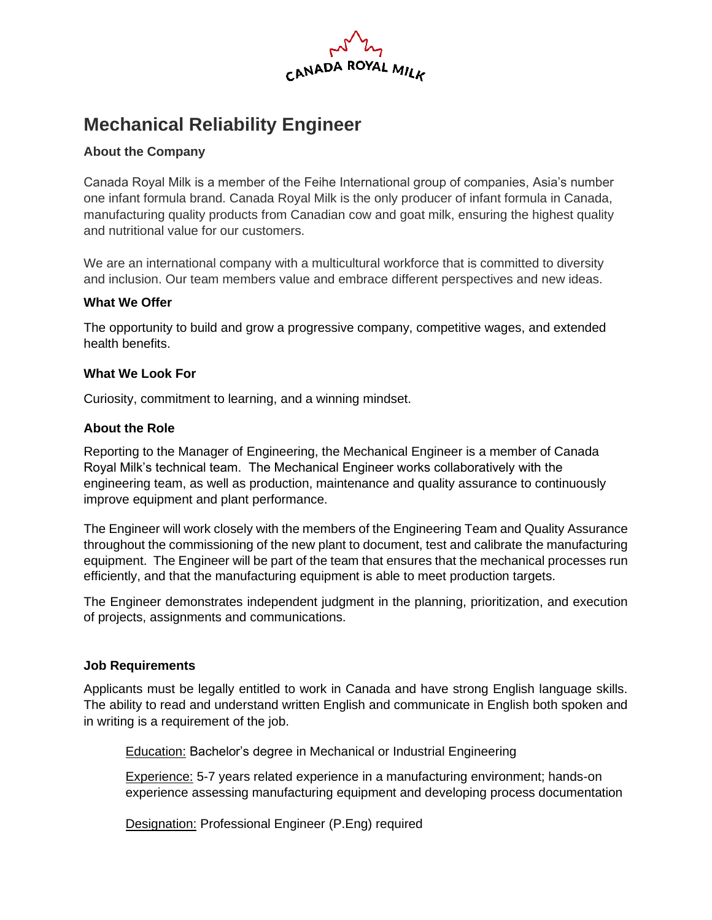CANADA ROYAL MILK

# Mechanical Reliability Engineer

### About the Company

Canada Royal Milk is a member of the Feihe International group of companies, Asia's number one infant formula brand. Canada Royal Milk is the only producer of infant formula in Canada, manufacturing quality products from Canadian cow and goat milk, ensuring the highest quality and nutritional value for our customers.

We are an international company with a multicultural workforce that is committed to diversity and inclusion. Our team members value and embrace different perspectives and new ideas.

### What We Offer

The opportunity to build and grow a progressive company, competitive wages, and extended health benefits.

### What We Look For

Curiosity, commitment to learning, and a winning mindset.

### About the Role

Reporting to the Manager of Engineering, the Mechanical Engineer is a member of Canada Royal Milk's technical team. The Mechanical Engineer works collaboratively with the engineering team, as well as production, maintenance and quality assurance to continuously improve equipment and plant performance.

The Engineer will work closely with the members of the Engineering Team and Quality Assurance throughout the commissioning of the new plant to document, test and calibrate the manufacturing equipment. The Engineer will be part of the team that ensures that the mechanical processes run efficiently, and that the manufacturing equipment is able to meet production targets.

The Engineer demonstrates independent judgment in the planning, prioritization, and execution of projects, assignments and communications.

### Job Requirements

Applicants must be legally entitled to work in Canada and have strong English language skills. The ability to read and understand written English and communicate in English both spoken and in writing is a requirement of the job.

Education: Bachelor's degree in Mechanical or Industrial Engineering

Experience: 5-7 years related experience in a manufacturing environment; hands-on experience assessing manufacturing equipment and developing process documentation

Designation: Professional Engineer (P.Eng) required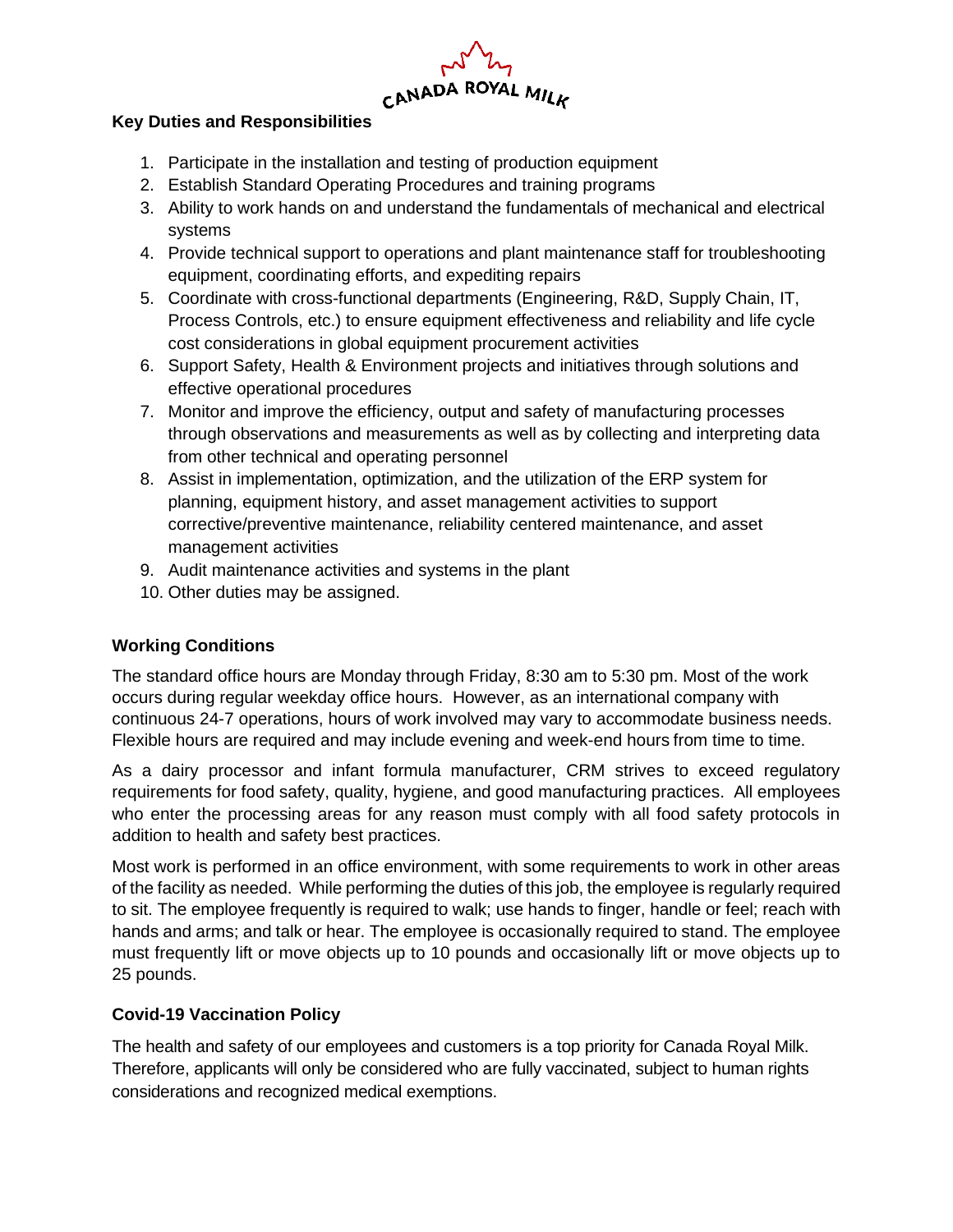## Key Duties and Responsibilities

1. Participate in the installation and testing of production equipment
2. Establish Standard Operating Procedures and training programs
3. Ability to work hands on and understand the fundamentals of mechanical and electrical systems
4. Provide technical support to operations and plant maintenance staff for troubleshooting equipment, coordinating efforts, and expediting repairs
5. Coordinate with cross-functional departments (Engineering, R&D, Supply Chain, IT, Process Controls, etc.) to ensure equipment effectiveness and reliability and life cycle cost considerations in global equipment procurement activities
6. Support Safety, Health & Environment projects and initiatives through solutions and effective operational procedures
7. Monitor and improve the efficiency, output and safety of manufacturing processes through observations and measurements as well as by collecting and interpreting data from other technical and operating personnel
8. Assist in implementation, optimization, and the utilization of the ERP system for planning, equipment history, and asset management activities to support corrective/preventive maintenance, reliability centered maintenance, and asset management activities
9. Audit maintenance activities and systems in the plant
10. Other duties may be assigned.

## Working Conditions

The standard office hours are Monday through Friday, 8:30 am to 5:30 pm. Most of the work occurs during regular weekday office hours. However, as an international company with continuous 24-7 operations, hours of work involved may vary to accommodate business needs. Flexible hours are required and may include evening and week-end hours from time to time.

As a dairy processor and infant formula manufacturer, CRM strives to exceed regulatory requirements for food safety, quality, hygiene, and good manufacturing practices. All employees who enter the processing areas for any reason must comply with all food safety protocols in addition to health and safety best practices.

Most work is performed in an office environment, with some requirements to work in other areas of the facility as needed. While performing the duties of this job, the employee is regularly required to sit. The employee frequently is required to walk; use hands to finger, handle or feel; reach with hands and arms; and talk or hear. The employee is occasionally required to stand. The employee must frequently lift or move objects up to 10 pounds and occasionally lift or move objects up to 25 pounds.

## Covid-19 Vaccination Policy

The health and safety of our employees and customers is a top priority for Canada Royal Milk. Therefore, applicants will only be considered who are fully vaccinated, subject to human rights considerations and recognized medical exemptions.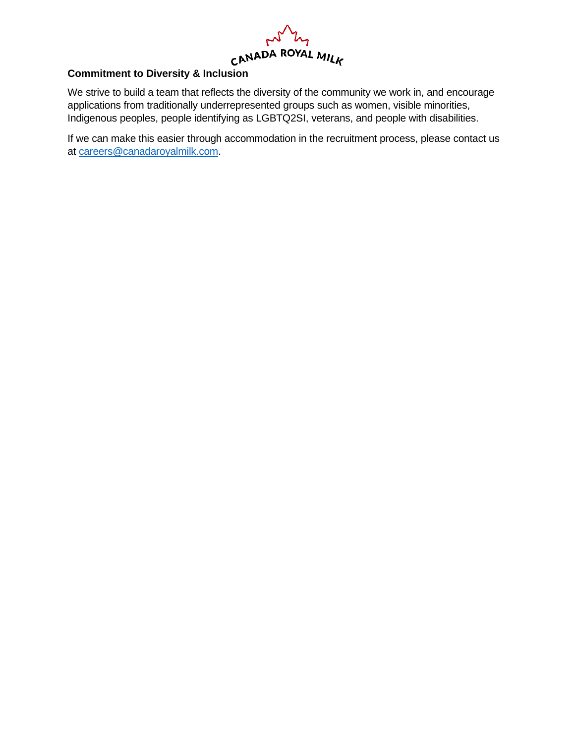CANADA ROYAL MILK

**Commitment to Diversity & Inclusion**

We strive to build a team that reflects the diversity of the community we work in, and encourage applications from traditionally underrepresented groups such as women, visible minorities, Indigenous peoples, people identifying as LGBTQ2SI, veterans, and people with disabilities.

If we can make this easier through accommodation in the recruitment process, please contact us at careers@canadaroyalmilk.com.